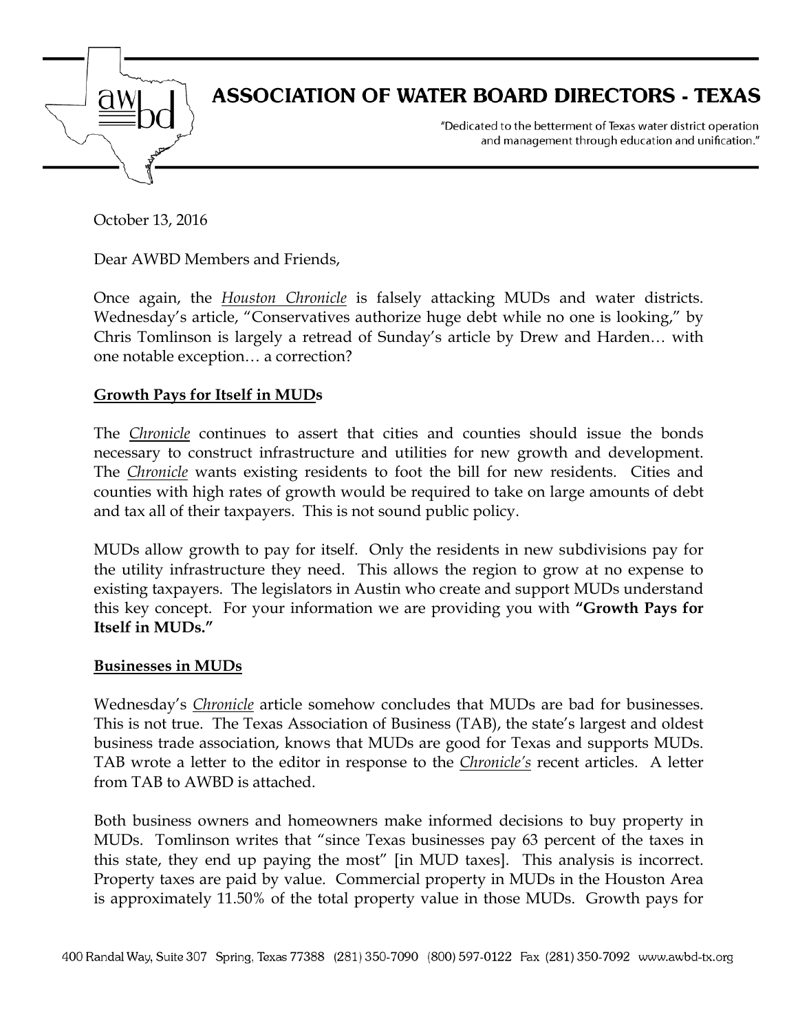# ASSOCIATION OF WATER BOARD DIRECTORS - TEXAS

"Dedicated to the betterment of Texas water district operation and management through education and unification."

October 13, 2016

Dear AWBD Members and Friends,

Once again, the *Houston Chronicle* is falsely attacking MUDs and water districts. Wednesday's article, "Conservatives authorize huge debt while no one is looking," by Chris Tomlinson is largely a retread of Sunday's article by Drew and Harden… with one notable exception… a correction?

**Growth Pays for Itself in MUDs**

The *Chronicle* continues to assert that cities and counties should issue the bonds necessary to construct infrastructure and utilities for new growth and development. The *Chronicle* wants existing residents to foot the bill for new residents. Cities and counties with high rates of growth would be required to take on large amounts of debt and tax all of their taxpayers. This is not sound public policy.

MUDs allow growth to pay for itself. Only the residents in new subdivisions pay for the utility infrastructure they need. This allows the region to grow at no expense to existing taxpayers. The legislators in Austin who create and support MUDs understand this key concept. For your information we are providing you with **"Growth Pays for Itself in MUDs."**

**Businesses in MUDs**

Wednesday's *Chronicle* article somehow concludes that MUDs are bad for businesses. This is not true. The Texas Association of Business (TAB), the state's largest and oldest business trade association, knows that MUDs are good for Texas and supports MUDs. TAB wrote a letter to the editor in response to the *Chronicle's* recent articles. A letter from TAB to AWBD is attached.

Both business owners and homeowners make informed decisions to buy property in MUDs. Tomlinson writes that "since Texas businesses pay 63 percent of the taxes in this state, they end up paying the most" [in MUD taxes]. This analysis is incorrect. Property taxes are paid by value. Commercial property in MUDs in the Houston Area is approximately 11.50% of the total property value in those MUDs. Growth pays for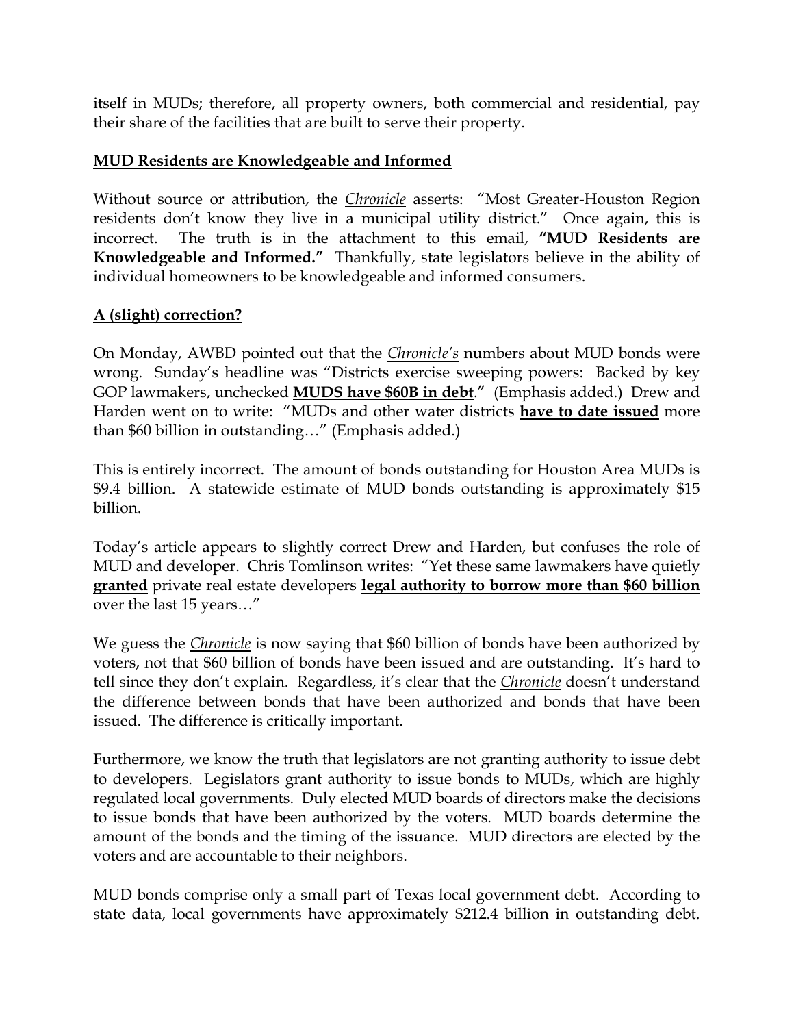itself in MUDs; therefore, all property owners, both commercial and residential, pay their share of the facilities that are built to serve their property.

## MUD Residents are Knowledgeable and Informed

Without source or attribution, the *Chronicle* asserts: "Most Greater-Houston Region residents don't know they live in a municipal utility district." Once again, this is incorrect. The truth is in the attachment to this email, **"MUD Residents are Knowledgeable and Informed."** Thankfully, state legislators believe in the ability of individual homeowners to be knowledgeable and informed consumers.

## A (slight) correction?

On Monday, AWBD pointed out that the *Chronicle's* numbers about MUD bonds were wrong. Sunday's headline was "Districts exercise sweeping powers: Backed by key GOP lawmakers, unchecked **MUDS have $60B in debt**." (Emphasis added.) Drew and Harden went on to write: "MUDs and other water districts **have to date issued** more than $60 billion in outstanding…" (Emphasis added.)

This is entirely incorrect. The amount of bonds outstanding for Houston Area MUDs is $9.4 billion. A statewide estimate of MUD bonds outstanding is approximately $15 billion.

Today's article appears to slightly correct Drew and Harden, but confuses the role of MUD and developer. Chris Tomlinson writes: "Yet these same lawmakers have quietly **granted** private real estate developers **legal authority to borrow more than $60 billion** over the last 15 years…"

We guess the *Chronicle* is now saying that $60 billion of bonds have been authorized by voters, not that $60 billion of bonds have been issued and are outstanding. It's hard to tell since they don't explain. Regardless, it's clear that the *Chronicle* doesn't understand the difference between bonds that have been authorized and bonds that have been issued. The difference is critically important.

Furthermore, we know the truth that legislators are not granting authority to issue debt to developers. Legislators grant authority to issue bonds to MUDs, which are highly regulated local governments. Duly elected MUD boards of directors make the decisions to issue bonds that have been authorized by the voters. MUD boards determine the amount of the bonds and the timing of the issuance. MUD directors are elected by the voters and are accountable to their neighbors.

MUD bonds comprise only a small part of Texas local government debt. According to state data, local governments have approximately $212.4 billion in outstanding debt.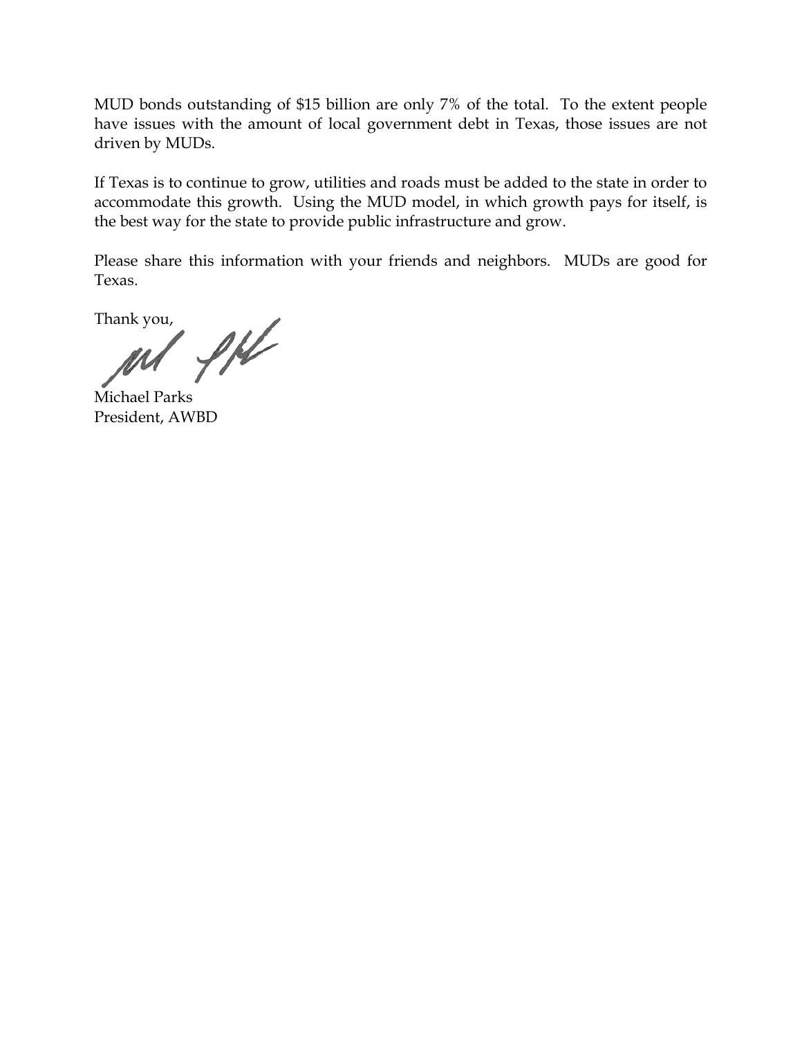MUD bonds outstanding of $15 billion are only 7% of the total. To the extent people have issues with the amount of local government debt in Texas, those issues are not driven by MUDs.

If Texas is to continue to grow, utilities and roads must be added to the state in order to accommodate this growth. Using the MUD model, in which growth pays for itself, is the best way for the state to provide public infrastructure and grow.

Please share this information with your friends and neighbors. MUDs are good for Texas.

Thank you,

Michael Parks
President, AWBD